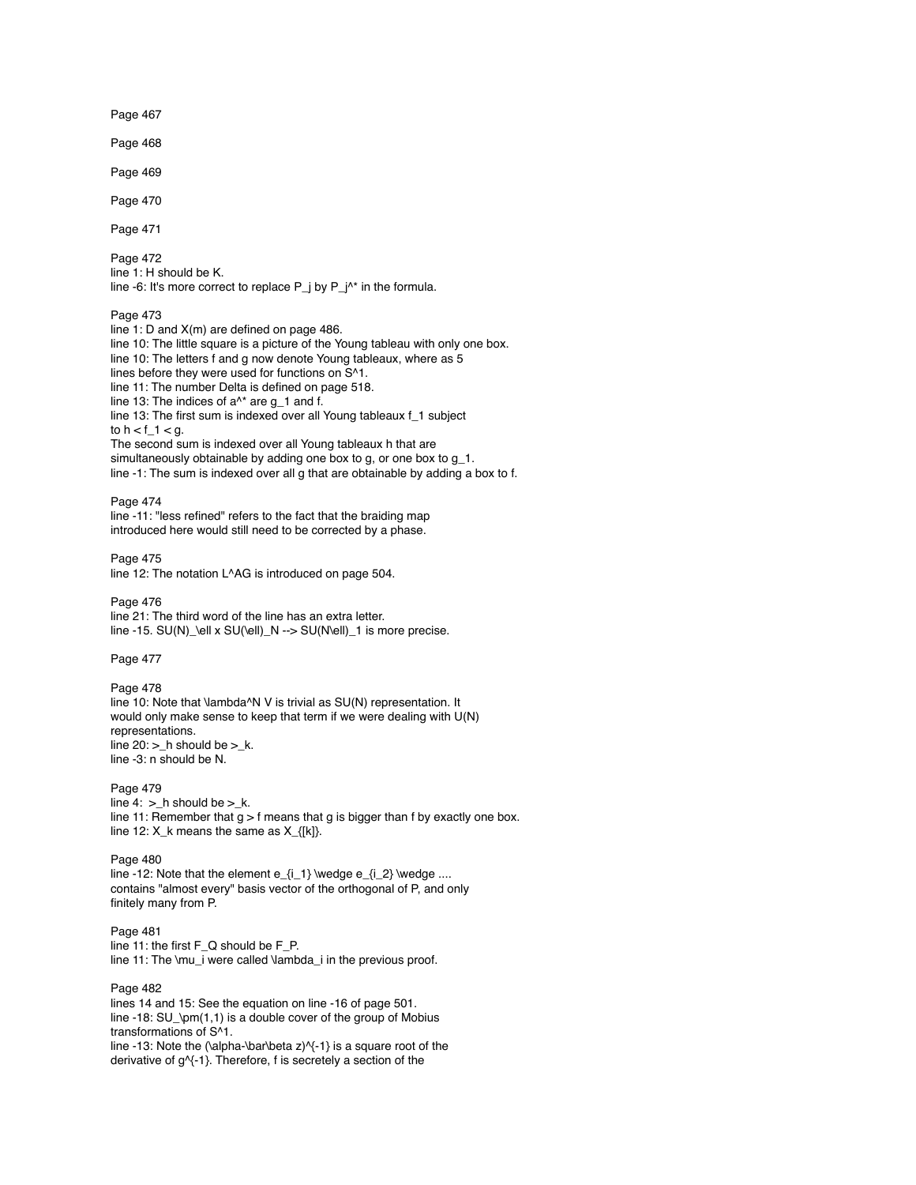Page 467

Page 468

Page 469

Page 470

Page 471

Page 472
line 1: $H$ should be $K$.
line -6: It's more correct to replace $P_j$ by $P_j^*$ in the formula.

Page 473
line 1: $D$ and $X(m)$ are defined on page 486.
line 10: The little square is a picture of the Young tableau with only one box.
line 10: The letters $f$ and $g$ now denote Young tableaux, where as 5 lines before they were used for functions on $S^1$.
line 11: The number Delta is defined on page 518.
line 13: The indices of $a^*$ are $g_1$ and $f$.
line 13: The first sum is indexed over all Young tableaux $f_1$ subject to $h < f_1 < g$.
The second sum is indexed over all Young tableaux $h$ that are simultaneously obtainable by adding one box to $g$, or one box to $g_1$.
line -1: The sum is indexed over all $g$ that are obtainable by adding a box to $f$.

Page 474
line -11: "less refined" refers to the fact that the braiding map introduced here would still need to be corrected by a phase.

Page 475
line 12: The notation $L^{AG}$ is introduced on page 504.

Page 476
line 21: The third word of the line has an extra letter.
line -15. $SU(N)_\ell \times SU(\ell)_N \to SU(N\ell)_1$ is more precise.

Page 477

Page 478
line 10: Note that $\lambda^N V$ is trivial as $SU(N)$ representation. It would only make sense to keep that term if we were dealing with $U(N)$ representations.
line 20: $>_h$ should be $>_k$.
line -3: $n$ should be $N$.

Page 479
line 4: $>_h$ should be $>_k$.
line 11: Remember that $g > f$ means that $g$ is bigger than $f$ by exactly one box.
line 12: $X_k$ means the same as $X_{[k]}$.

Page 480
line -12: Note that the element $e_{i_1} \wedge e_{i_2} \wedge \ldots$ contains "almost every" basis vector of the orthogonal of $P$, and only finitely many from $P$.

Page 481
line 11: the first $F_Q$ should be $F_P$.
line 11: The $\mu_i$ were called $\lambda_i$ in the previous proof.

Page 482
lines 14 and 15: See the equation on line -16 of page 501.
line -18: $SU_\pm(1,1)$ is a double cover of the group of Mobius transformations of $S^1$.
line -13: Note the $(\alpha-\bar\beta z)^{-1}$ is a square root of the derivative of $g^{-1}$. Therefore, $f$ is secretely a section of the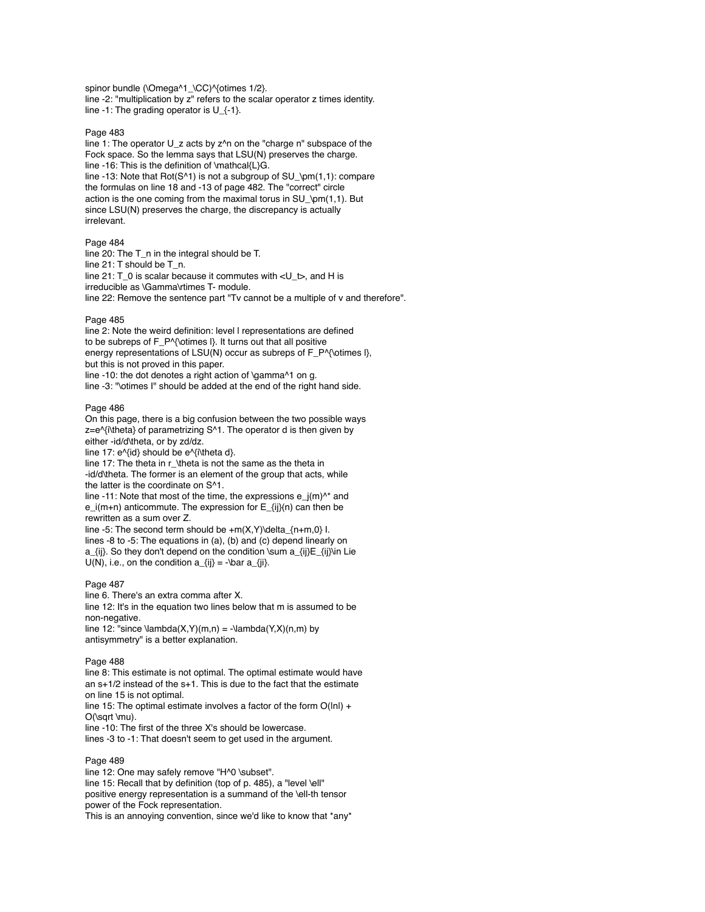spinor bundle $(\Omega^1_\mathbb{C})^{\otimes 1/2}$.
line -2: "multiplication by z" refers to the scalar operator z times identity.
line -1: The grading operator is $U_{-1}$.

Page 483
line 1: The operator $U_z$ acts by $z^n$ on the "charge n" subspace of the Fock space. So the lemma says that LSU(N) preserves the charge.
line -16: This is the definition of $\mathcal{L}G$.
line -13: Note that $Rot(S^1)$ is not a subgroup of $SU_\pm(1,1)$: compare the formulas on line 18 and -13 of page 482. The "correct" circle action is the one coming from the maximal torus in $SU_\pm(1,1)$. But since LSU(N) preserves the charge, the discrepancy is actually irrelevant.

Page 484
line 20: The $T_n$ in the integral should be T.
line 21: T should be $T_n$.
line 21: $T_0$ is scalar because it commutes with $<U_t>$, and H is irreducible as $\Gamma\rtimes T$- module.
line 22: Remove the sentence part "Tv cannot be a multiple of v and therefore".

Page 485
line 2: Note the weird definition: level l representations are defined to be subreps of $F_P^{\otimes l}$. It turns out that all positive energy representations of LSU(N) occur as subreps of $F_P^{\otimes l}$, but this is not proved in this paper.
line -10: the dot denotes a right action of $\gamma^1$ on g.
line -3: "$\otimes$ I" should be added at the end of the right hand side.

Page 486
On this page, there is a big confusion between the two possible ways $z=e^{i\theta}$ of parametrizing $S^1$. The operator d is then given by either $-id/d\theta$, or by $zd/dz$.
line 17: $e^{id}$ should be $e^{i\theta d}$.
line 17: The theta in $r_\theta$ is not the same as the theta in $-id/d\theta$. The former is an element of the group that acts, while the latter is the coordinate on $S^1$.
line -11: Note that most of the time, the expressions $e_j(m)^*$ and $e_i(m+n)$ anticommute. The expression for $E_{ij}(n)$ can then be rewritten as a sum over Z.
line -5: The second term should be $+m(X,Y)\delta_{n+m,0}$ I.
lines -8 to -5: The equations in (a), (b) and (c) depend linearly on $a_{ij}$. So they don't depend on the condition $\sum a_{ij}E_{ij}\in$ Lie U(N), i.e., on the condition $a_{ij} = -\bar a_{ji}$.

Page 487
line 6. There's an extra comma after X.
line 12: It's in the equation two lines below that m is assumed to be non-negative.
line 12: "since $\lambda(X,Y)(m,n) = -\lambda(Y,X)(n,m)$ by antisymmetry" is a better explanation.

Page 488
line 8: This estimate is not optimal. The optimal estimate would have an s+1/2 instead of the s+1. This is due to the fact that the estimate on line 15 is not optimal.
line 15: The optimal estimate involves a factor of the form $O(|n|) + O(\sqrt \mu)$.
line -10: The first of the three X's should be lowercase.
lines -3 to -1: That doesn't seem to get used in the argument.

Page 489
line 12: One may safely remove "$H^0 \subset$".
line 15: Recall that by definition (top of p. 485), a "level $\ell$" positive energy representation is a summand of the $\ell$-th tensor power of the Fock representation.
This is an annoying convention, since we'd like to know that *any*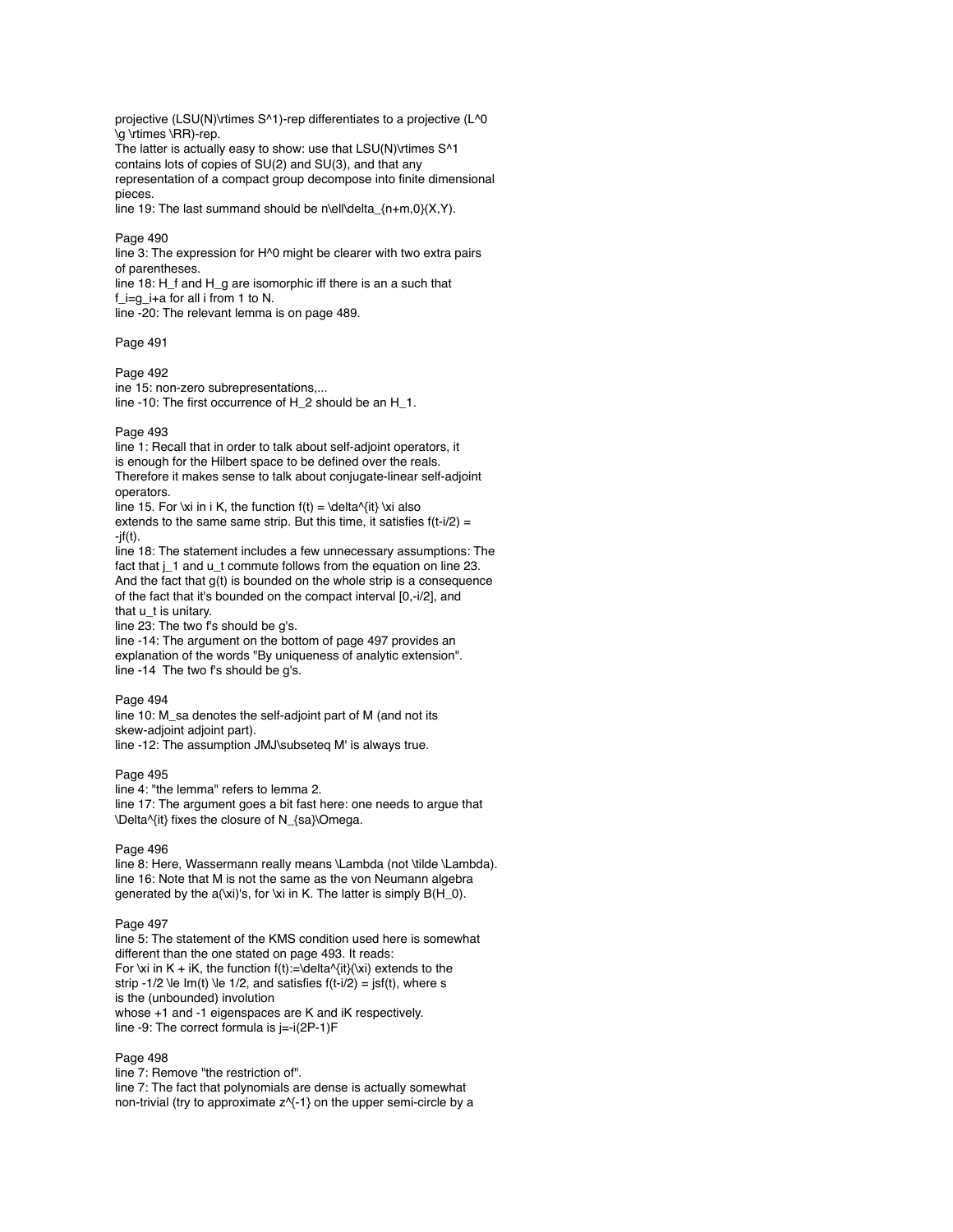projective $(LSU(N)\rtimes S^1)$-rep differentiates to a projective $(L^0 \mathfrak{g} \rtimes \mathbb{R})$-rep.
The latter is actually easy to show: use that $LSU(N)\rtimes S^1$ contains lots of copies of $SU(2)$ and $SU(3)$, and that any representation of a compact group decompose into finite dimensional pieces.
line 19: The last summand should be $n\ell\delta_{n+m,0}(X,Y)$.

Page 490
line 3: The expression for $H^0$ might be clearer with two extra pairs of parentheses.
line 18: $H_f$ and $H_g$ are isomorphic iff there is an a such that $f_i=g_i+a$ for all i from 1 to N.
line -20: The relevant lemma is on page 489.

Page 491

Page 492
ine 15: non-zero subrepresentations,...
line -10: The first occurrence of $H_2$ should be an $H_1$.

Page 493
line 1: Recall that in order to talk about self-adjoint operators, it is enough for the Hilbert space to be defined over the reals. Therefore it makes sense to talk about conjugate-linear self-adjoint operators.
line 15. For $\xi$ in i K, the function $f(t) = \delta^{it} \xi$ also extends to the same same strip. But this time, it satisfies $f(t-i/2) = -jf(t)$.
line 18: The statement includes a few unnecessary assumptions: The fact that $j_1$ and $u_t$ commute follows from the equation on line 23. And the fact that $g(t)$ is bounded on the whole strip is a consequence of the fact that it's bounded on the compact interval $[0,-i/2]$, and that $u_t$ is unitary.
line 23: The two f's should be g's.
line -14: The argument on the bottom of page 497 provides an explanation of the words "By uniqueness of analytic extension".
line -14 The two f's should be g's.

Page 494
line 10: $M_{sa}$ denotes the self-adjoint part of M (and not its skew-adjoint adjoint part).
line -12: The assumption $JMJ\subseteq M'$ is always true.

Page 495
line 4: "the lemma" refers to lemma 2.
line 17: The argument goes a bit fast here: one needs to argue that $\Delta^{it}$ fixes the closure of $N_{sa}\Omega$.

Page 496
line 8: Here, Wassermann really means $\Lambda$ (not $\tilde \Lambda$).
line 16: Note that M is not the same as the von Neumann algebra generated by the $a(\xi)$'s, for $\xi$ in K. The latter is simply $B(H_0)$.

Page 497
line 5: The statement of the KMS condition used here is somewhat different than the one stated on page 493. It reads:
For $\xi$ in K + iK, the function $f(t):=\delta^{it}(\xi)$ extends to the strip $-1/2 \le Im(t) \le 1/2$, and satisfies $f(t-i/2) = jsf(t)$, where s is the (unbounded) involution
whose +1 and -1 eigenspaces are K and iK respectively.
line -9: The correct formula is $j=-i(2P-1)F$

Page 498
line 7: Remove "the restriction of".
line 7: The fact that polynomials are dense is actually somewhat non-trivial (try to approximate $z^{-1}$ on the upper semi-circle by a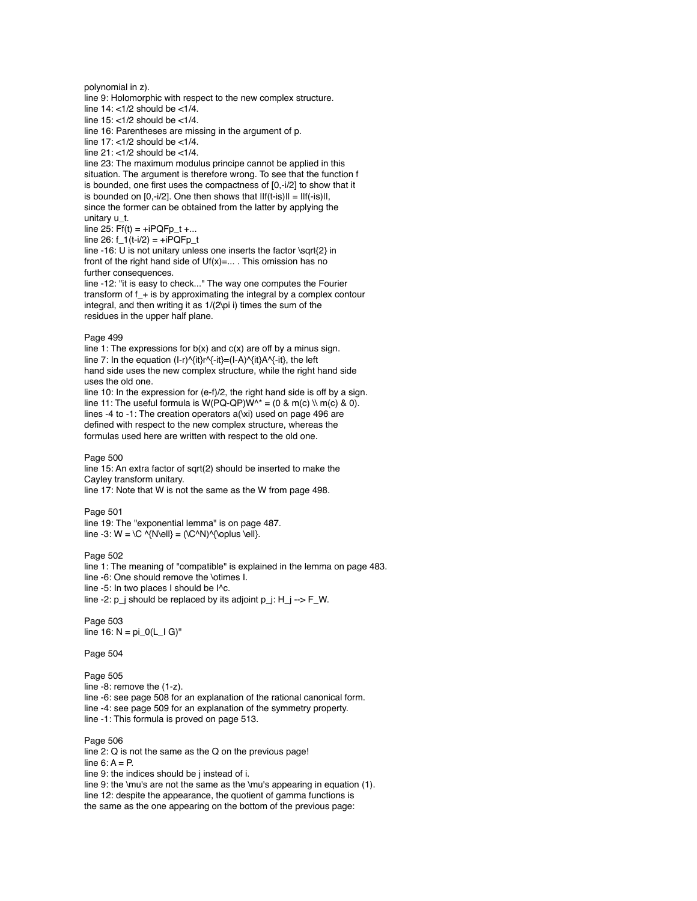polynomial in z).
line 9: Holomorphic with respect to the new complex structure.
line 14: <1/2 should be <1/4.
line 15: <1/2 should be <1/4.
line 16: Parentheses are missing in the argument of p.
line 17: <1/2 should be <1/4.
line 21: <1/2 should be <1/4.
line 23: The maximum modulus principe cannot be applied in this situation. The argument is therefore wrong. To see that the function f is bounded, one first uses the compactness of $[0,-i/2]$ to show that it is bounded on $[0,-i/2]$. One then shows that $\|f(t-is)\| = \|f(-is)\|$, since the former can be obtained from the latter by applying the unitary $u_t$.
line 25: $Ff(t) = +iPQFp_t + \ldots$
line 26: $f_1(t-i/2) = +iPQFp_t$
line -16: U is not unitary unless one inserts the factor $\sqrt{2}$ in front of the right hand side of $Uf(x)=\ldots$ . This omission has no further consequences.
line -12: "it is easy to check..." The way one computes the Fourier transform of $f_+$ is by approximating the integral by a complex contour integral, and then writing it as $1/(2\pi i)$ times the sum of the residues in the upper half plane.

Page 499
line 1: The expressions for $b(x)$ and $c(x)$ are off by a minus sign.
line 7: In the equation $(I-r)^{it}r^{-it}=(I-A)^{it}A^{-it}$, the left hand side uses the new complex structure, while the right hand side uses the old one.
line 10: In the expression for $(e-f)/2$, the right hand side is off by a sign.
line 11: The useful formula is $W(PQ-QP)W^* = \begin{pmatrix} 0 & m(c) \\ m(c) & 0 \end{pmatrix}$.
lines -4 to -1: The creation operators $a(\xi)$ used on page 496 are defined with respect to the new complex structure, whereas the formulas used here are written with respect to the old one.

Page 500
line 15: An extra factor of sqrt(2) should be inserted to make the Cayley transform unitary.
line 17: Note that W is not the same as the W from page 498.

Page 501
line 19: The "exponential lemma" is on page 487.
line -3: $W = \mathbb{C}^{N\ell} = (\mathbb{C}^N)^{\oplus \ell}$.

Page 502
line 1: The meaning of "compatible" is explained in the lemma on page 483.
line -6: One should remove the $\otimes I$.
line -5: In two places I should be $I^c$.
line -2: $p_j$ should be replaced by its adjoint $p_j: H_j \to F_W$.

Page 503
line 16: $N = \pi_0(L_I G)$"

Page 504

Page 505
line -8: remove the (1-z).
line -6: see page 508 for an explanation of the rational canonical form.
line -4: see page 509 for an explanation of the symmetry property.
line -1: This formula is proved on page 513.

Page 506
line 2: Q is not the same as the Q on the previous page!
line 6: A = P.
line 9: the indices should be j instead of i.
line 9: the $\mu$'s are not the same as the $\mu$'s appearing in equation (1).
line 12: despite the appearance, the quotient of gamma functions is the same as the one appearing on the bottom of the previous page: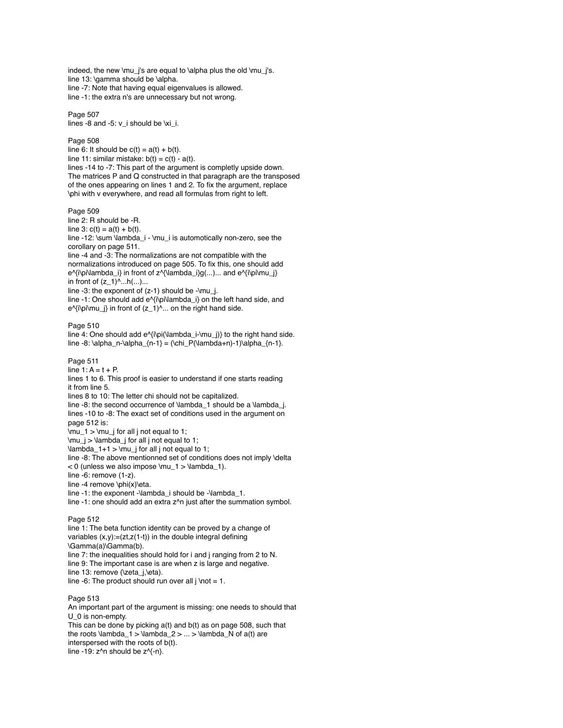indeed, the new $\mu_j$'s are equal to $\alpha$ plus the old $\mu_j$'s.
line 13: $\gamma$ should be $\alpha$.
line -7: Note that having equal eigenvalues is allowed.
line -1: the extra n's are unnecessary but not wrong.

Page 507
lines -8 and -5: $v_i$ should be $\xi_i$.

Page 508
line 6: It should be $c(t) = a(t) + b(t)$.
line 11: similar mistake: $b(t) = c(t) - a(t)$.
lines -14 to -7: This part of the argument is completly upside down. The matrices P and Q constructed in that paragraph are the transposed of the ones appearing on lines 1 and 2. To fix the argument, replace $\phi$ with v everywhere, and read all formulas from right to left.

Page 509
line 2: R should be -R.
line 3: $c(t) = a(t) + b(t)$.
line -12: $\sum \lambda_i - \mu_i$ is automotically non-zero, see the corollary on page 511.
line -4 and -3: The normalizations are not compatible with the normalizations introduced on page 505. To fix this, one should add $e^{i\pi\lambda_i}$ in front of $z^{\lambda_i}g(...)$... and $e^{i\pi\mu_j}$ in front of $(z_1)^{\wedge}...h(...)$...
line -3: the exponent of (z-1) should be $-\mu_j$.
line -1: One should add $e^{i\pi\lambda_i}$ on the left hand side, and $e^{i\pi\mu_j}$ in front of $(z_1)^{\wedge}$... on the right hand side.

Page 510
line 4: One should add $e^{i\pi(\lambda_i-\mu_j)}$ to the right hand side.
line -8: $\alpha_n-\alpha_{n-1} = (\chi_P(\lambda+n)-1)\alpha_{n-1}$.

Page 511
line 1: A = t + P.
lines 1 to 6. This proof is easier to understand if one starts reading it from line 5.
lines 8 to 10: The letter chi should not be capitalized.
line -8: the second occurrence of $\lambda_1$ should be a $\lambda_j$.
lines -10 to -8: The exact set of conditions used in the argument on page 512 is:
$\mu_1 > \mu_j$ for all j not equal to 1;
$\mu_j > \lambda_j$ for all j not equal to 1;
$\lambda_1+1 > \mu_j$ for all j not equal to 1;
line -8: The above mentionned set of conditions does not imply $\delta < 0$ (unless we also impose $\mu_1 > \lambda_1$).
line -6: remove (1-z).
line -4 remove $\phi(x)\eta$.
line -1: the exponent $-\lambda_i$ should be $-\lambda_1$.
line -1: one should add an extra $z^n$ just after the summation symbol.

Page 512
line 1: The beta function identity can be proved by a change of variables $(x,y):=(zt,z(1-t))$ in the double integral defining $\Gamma(a)\Gamma(b)$.
line 7: the inequalities should hold for i and j ranging from 2 to N.
line 9: The important case is are when z is large and negative.
line 13: remove $(\zeta_j,\eta)$.
line -6: The product should run over all $j \not= 1$.

Page 513
An important part of the argument is missing: one needs to should that $U_0$ is non-empty.
This can be done by picking a(t) and b(t) as on page 508, such that the roots $\lambda_1 > \lambda_2 > ... > \lambda_N$ of a(t) are interspersed with the roots of b(t).
line -19: $z^n$ should be $z^{-n}$.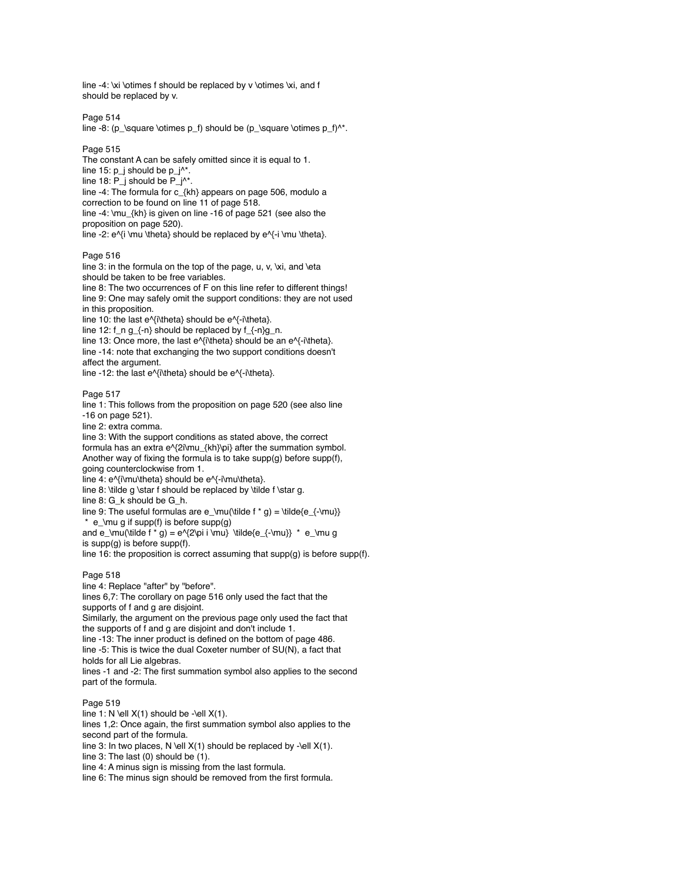line -4: $\xi \otimes f$ should be replaced by $v \otimes \xi$, and $f$ should be replaced by $v$.

Page 514
line -8: $(p_\square \otimes p_f)$ should be $(p_\square \otimes p_f)^*$.

Page 515
The constant A can be safely omitted since it is equal to 1.
line 15: $p_j$ should be $p_j^*$.
line 18: $P_j$ should be $P_j^*$.
line -4: The formula for $c_{kh}$ appears on page 506, modulo a correction to be found on line 11 of page 518.
line -4: $\mu_{kh}$ is given on line -16 of page 521 (see also the proposition on page 520).
line -2: $e^{i \mu \theta}$ should be replaced by $e^{-i \mu \theta}$.

Page 516
line 3: in the formula on the top of the page, $u$, $v$, $\xi$, and $\eta$ should be taken to be free variables.
line 8: The two occurrences of F on this line refer to different things!
line 9: One may safely omit the support conditions: they are not used in this proposition.
line 10: the last $e^{i\theta}$ should be $e^{-i\theta}$.
line 12: $f_n g_{-n}$ should be replaced by $f_{-n}g_n$.
line 13: Once more, the last $e^{i\theta}$ should be an $e^{-i\theta}$.
line -14: note that exchanging the two support conditions doesn't affect the argument.
line -12: the last $e^{i\theta}$ should be $e^{-i\theta}$.

Page 517
line 1: This follows from the proposition on page 520 (see also line -16 on page 521).
line 2: extra comma.
line 3: With the support conditions as stated above, the correct formula has an extra $e^{2i\mu_{kh}\pi}$ after the summation symbol. Another way of fixing the formula is to take supp(g) before supp(f), going counterclockwise from 1.
line 4: $e^{i\mu\theta}$ should be $e^{-i\mu\theta}$.
line 8: $\tilde g \star f$ should be replaced by $\tilde f \star g$.
line 8: $G_k$ should be $G_h$.
line 9: The useful formulas are $e_\mu(\tilde f * g) = \tilde{e_{-\mu}} * e_\mu g$ if supp(f) is before supp(g)
and $e_\mu(\tilde f * g) = e^{2\pi i \mu} \tilde{e_{-\mu}} * e_\mu g$ is supp(g) is before supp(f).
line 16: the proposition is correct assuming that supp(g) is before supp(f).

Page 518
line 4: Replace "after" by "before".
lines 6,7: The corollary on page 516 only used the fact that the supports of f and g are disjoint.
Similarly, the argument on the previous page only used the fact that the supports of f and g are disjoint and don't include 1.
line -13: The inner product is defined on the bottom of page 486.
line -5: This is twice the dual Coxeter number of SU(N), a fact that holds for all Lie algebras.
lines -1 and -2: The first summation symbol also applies to the second part of the formula.

Page 519
line 1: $N \ell X(1)$ should be $-\ell X(1)$.
lines 1,2: Once again, the first summation symbol also applies to the second part of the formula.
line 3: In two places, $N \ell X(1)$ should be replaced by $-\ell X(1)$.
line 3: The last (0) should be (1).
line 4: A minus sign is missing from the last formula.
line 6: The minus sign should be removed from the first formula.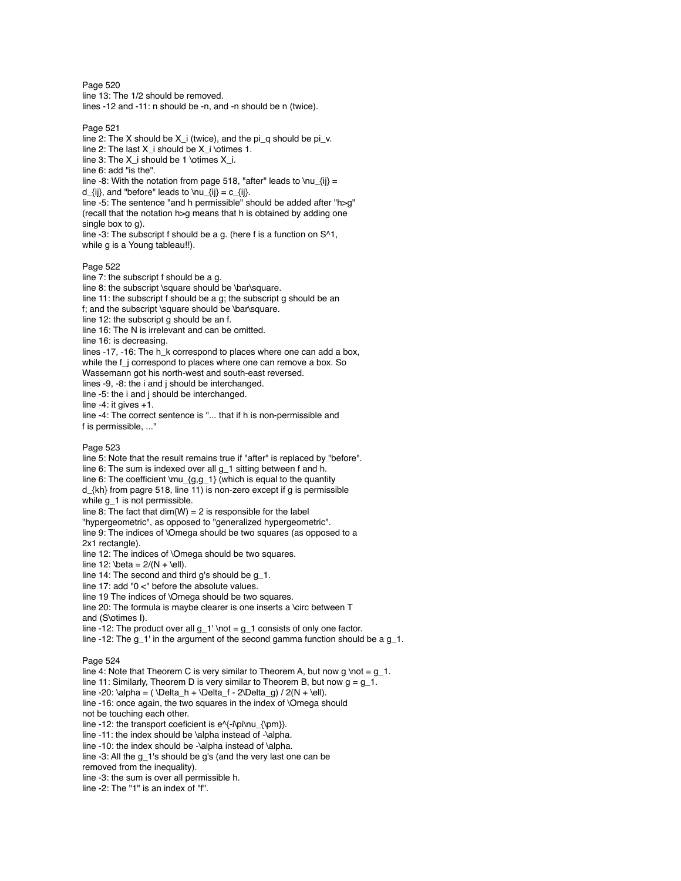Page 520

line 13: The 1/2 should be removed.

lines -12 and -11: $n$ should be $-n$, and $-n$ should be $n$ (twice).

Page 521

line 2: The $X$ should be $X_i$ (twice), and the $\pi_q$ should be $\pi_v$.

line 2: The last $X_i$ should be $X_i \otimes 1$.

line 3: The $X_i$ should be $1 \otimes X_i$.

line 6: add "is the".

line -8: With the notation from page 518, "after" leads to $\nu_{ij} = d_{ij}$, and "before" leads to $\nu_{ij} = c_{ij}$.

line -5: The sentence "and h permissible" should be added after "h>g" (recall that the notation h>g means that h is obtained by adding one single box to g).

line -3: The subscript f should be a g. (here f is a function on $S^1$, while g is a Young tableau!!).

Page 522

line 7: the subscript f should be a g.

line 8: the subscript $\square$ should be $\bar\square$.

line 11: the subscript f should be a g; the subscript g should be an f; and the subscript $\square$ should be $\bar\square$.

line 12: the subscript g should be an f.

line 16: The N is irrelevant and can be omitted.

line 16: is decreasing.

lines -17, -16: The $h_k$ correspond to places where one can add a box, while the $f_j$ correspond to places where one can remove a box. So Wassemann got his north-west and south-east reversed.

lines -9, -8: the i and j should be interchanged.

line -5: the i and j should be interchanged.

line -4: it gives +1.

line -4: The correct sentence is "... that if h is non-permissible and f is permissible, ..."

Page 523

line 5: Note that the result remains true if "after" is replaced by "before".

line 6: The sum is indexed over all $g_1$ sitting between f and h.

line 6: The coefficient $\mu_{g,g_1}$ (which is equal to the quantity $d_{kh}$ from pagre 518, line 11) is non-zero except if g is permissible while $g_1$ is not permissible.

line 8: The fact that $\dim(W) = 2$ is responsible for the label "hypergeometric", as opposed to "generalized hypergeometric".

line 9: The indices of $\Omega$ should be two squares (as opposed to a 2x1 rectangle).

line 12: The indices of $\Omega$ should be two squares.

line 12: $\beta = 2/(N + \ell)$.

line 14: The second and third g's should be $g_1$.

line 17: add "$0 <$" before the absolute values.

line 19 The indices of $\Omega$ should be two squares.

line 20: The formula is maybe clearer is one inserts a $\circ$ between T and $(S\otimes I)$.

line -12: The product over all $g_1' \not= g_1$ consists of only one factor.

line -12: The $g_1'$ in the argument of the second gamma function should be a $g_1$.

Page 524

line 4: Note that Theorem C is very similar to Theorem A, but now $g \not= g_1$.

line 11: Similarly, Theorem D is very similar to Theorem B, but now $g = g_1$.

line -20: $\alpha = ( \Delta_h + \Delta_f - 2\Delta_g) / 2(N + \ell)$.

line -16: once again, the two squares in the index of $\Omega$ should not be touching each other.

line -12: the transport coeficient is $e^{-i\pi\nu_{\pm}}$.

line -11: the index should be $\alpha$ instead of $-\alpha$.

line -10: the index should be $-\alpha$ instead of $\alpha$.

line -3: All the $g_1$'s should be g's (and the very last one can be removed from the inequality).

line -3: the sum is over all permissible h.

line -2: The "1" is an index of "f".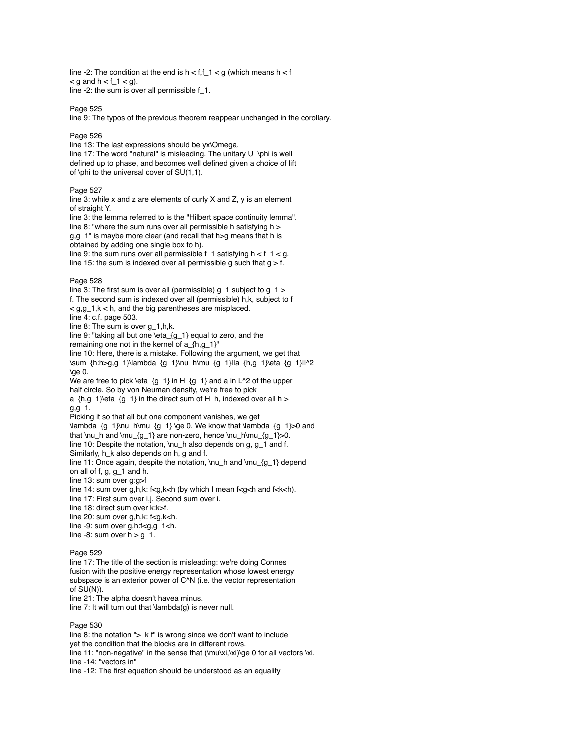line -2: The condition at the end is $h < f,f_1 < g$ (which means $h < f < g$ and $h < f_1 < g$).
line -2: the sum is over all permissible $f_1$.

Page 525
line 9: The typos of the previous theorem reappear unchanged in the corollary.

Page 526
line 13: The last expressions should be $yx\Omega$.
line 17: The word "natural" is misleading. The unitary $U_\phi$ is well defined up to phase, and becomes well defined given a choice of lift of $\phi$ to the universal cover of $SU(1,1)$.

Page 527
line 3: while x and z are elements of curly X and Z, y is an element of straight Y.
line 3: the lemma referred to is the "Hilbert space continuity lemma".
line 8: "where the sum runs over all permissible h satisfying $h > g,g_1$" is maybe more clear (and recall that $h>g$ means that h is obtained by adding one single box to h).
line 9: the sum runs over all permissible $f_1$ satisfying $h < f_1 < g$.
line 15: the sum is indexed over all permissible g such that $g > f$.

Page 528
line 3: The first sum is over all (permissible) $g_1$ subject to $g_1 > f$. The second sum is indexed over all (permissible) h,k, subject to $f < g,g_1,k < h$, and the big parentheses are misplaced.
line 4: c.f. page 503.
line 8: The sum is over $g_1$,h,k.
line 9: "taking all but one $\eta_{g_1}$ equal to zero, and the remaining one not in the kernel of $a_{h,g_1}$"
line 10: Here, there is a mistake. Following the argument, we get that $\sum_{h:h>g,g_1}\lambda_{g_1}\nu_h\mu_{g_1}||a_{h,g_1}\eta_{g_1}||^2 \ge 0$.
We are free to pick $\eta_{g_1}$ in $H_{g_1}$ and a in $L^2$ of the upper half circle. So by von Neuman density, we're free to pick $a_{h,g_1}\eta_{g_1}$ in the direct sum of $H_h$, indexed over all $h > g,g_1$.
Picking it so that all but one component vanishes, we get $\lambda_{g_1}\nu_h\mu_{g_1} \ge 0$. We know that $\lambda_{g_1}>0$ and that $\nu_h$ and $\mu_{g_1}$ are non-zero, hence $\nu_h\mu_{g_1}>0$.
line 10: Despite the notation, $\nu_h$ also depends on g, $g_1$ and f. Similarly, $h_k$ also depends on h, g and f.
line 11: Once again, despite the notation, $\nu_h$ and $\mu_{g_1}$ depend on all of f, g, $g_1$ and h.
line 13: sum over $g:g>f$
line 14: sum over $g,h,k: f<g,k<h$ (by which I mean $f<g<h$ and $f<k<h$).
line 17: First sum over i,j. Second sum over i.
line 18: direct sum over $k:k>f$.
line 20: sum over $g,h,k: f<g,k<h$.
line -9: sum over $g,h:f<g,g_1<h$.
line -8: sum over $h > g_1$.

Page 529
line 17: The title of the section is misleading: we're doing Connes fusion with the positive energy representation whose lowest energy subspace is an exterior power of $C^N$ (i.e. the vector representation of $SU(N)$).
line 21: The alpha doesn't havea minus.
line 7: It will turn out that $\lambda(g)$ is never null.

Page 530
line 8: the notation "$>_k f$" is wrong since we don't want to include yet the condition that the blocks are in different rows.
line 11: "non-negative" in the sense that $(\mu\xi,\xi)\ge 0$ for all vectors $\xi$.
line -14: "vectors in"
line -12: The first equation should be understood as an equality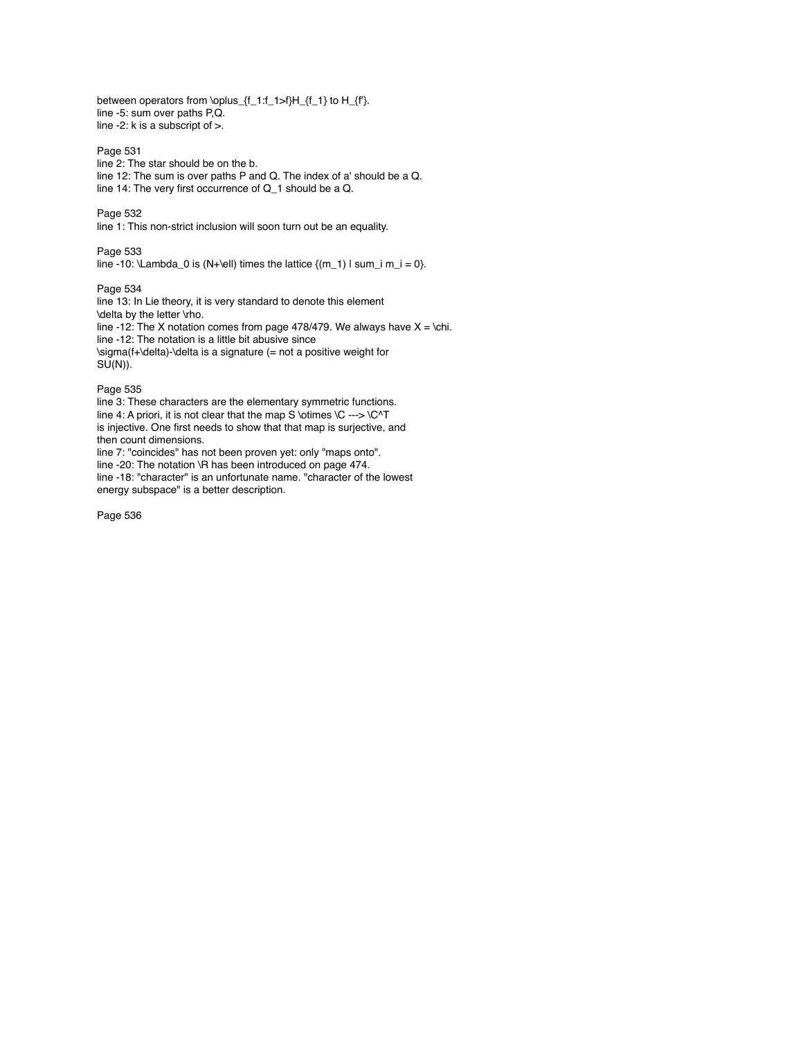between operators from $\oplus_{f_1:f_1>f}H_{f_1}$ to $H_{f'}$.
line -5: sum over paths P,Q.
line -2: k is a subscript of >.

Page 531
line 2: The star should be on the b.
line 12: The sum is over paths P and Q. The index of a' should be a Q.
line 14: The very first occurrence of $Q_1$ should be a Q.

Page 532
line 1: This non-strict inclusion will soon turn out be an equality.

Page 533
line -10: $\Lambda_0$ is $(N+\ell)$ times the lattice $\{(m_1) \mid \sum_i m_i = 0\}$.

Page 534
line 13: In Lie theory, it is very standard to denote this element $\delta$ by the letter $\rho$.
line -12: The X notation comes from page 478/479. We always have $X = \chi$.
line -12: The notation is a little bit abusive since $\sigma(f+\delta)-\delta$ is a signature (= not a positive weight for SU(N)).

Page 535
line 3: These characters are the elementary symmetric functions.
line 4: A priori, it is not clear that the map $S \otimes \mathbb{C} \to \mathbb{C}^T$ is injective. One first needs to show that that map is surjective, and then count dimensions.
line 7: "coincides" has not been proven yet: only "maps onto".
line -20: The notation $\mathbb{R}$ has been introduced on page 474.
line -18: "character" is an unfortunate name. "character of the lowest energy subspace" is a better description.

Page 536